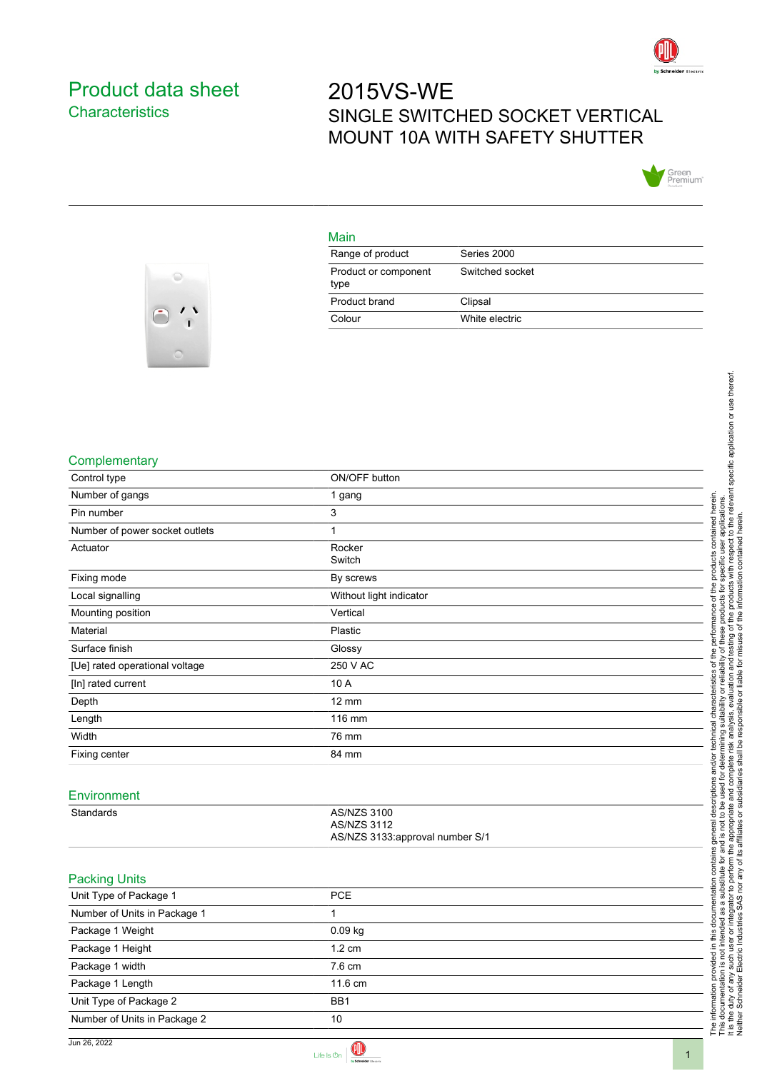# Product data sheet
## Characteristics

# 2015VS-WE
SINGLE SWITCHED SOCKET VERTICAL MOUNT 10A WITH SAFETY SHUTTER

## Main

| | |
|---|---|
| Range of product | Series 2000 |
| Product or component type | Switched socket |
| Product brand | Clipsal |
| Colour | White electric |

## Complementary

| | |
|---|---|
| Control type | ON/OFF button |
| Number of gangs | 1 gang |
| Pin number | 3 |
| Number of power socket outlets | 1 |
| Actuator | Rocker<br>Switch |
| Fixing mode | By screws |
| Local signalling | Without light indicator |
| Mounting position | Vertical |
| Material | Plastic |
| Surface finish | Glossy |
| [Ue] rated operational voltage | 250 V AC |
| [In] rated current | 10 A |
| Depth | 12 mm |
| Length | 116 mm |
| Width | 76 mm |
| Fixing center | 84 mm |

## Environment

| | |
|---|---|
| Standards | AS/NZS 3100<br>AS/NZS 3112<br>AS/NZS 3133:approval number S/1 |

## Packing Units

| | |
|---|---|
| Unit Type of Package 1 | PCE |
| Number of Units in Package 1 | 1 |
| Package 1 Weight | 0.09 kg |
| Package 1 Height | 1.2 cm |
| Package 1 width | 7.6 cm |
| Package 1 Length | 11.6 cm |
| Unit Type of Package 2 | BB1 |
| Number of Units in Package 2 | 10 |

The information provided in this documentation contains general descriptions and/or technical characteristics of the performance of the products contained herein. This documentation is not intended as a substitute for and is not to be used for determining suitability or reliability of these products for specific user applications. It is the duty of any such user or integrator to perform the appropriate and complete risk analysis, evaluation and testing of the products with respect to the relevant specific application or use thereof. Neither Schneider Electric Industries SAS nor any of its affiliates or subsidiaries shall be responsible or liable for misuse of the information contained herein.

Jun 26, 2022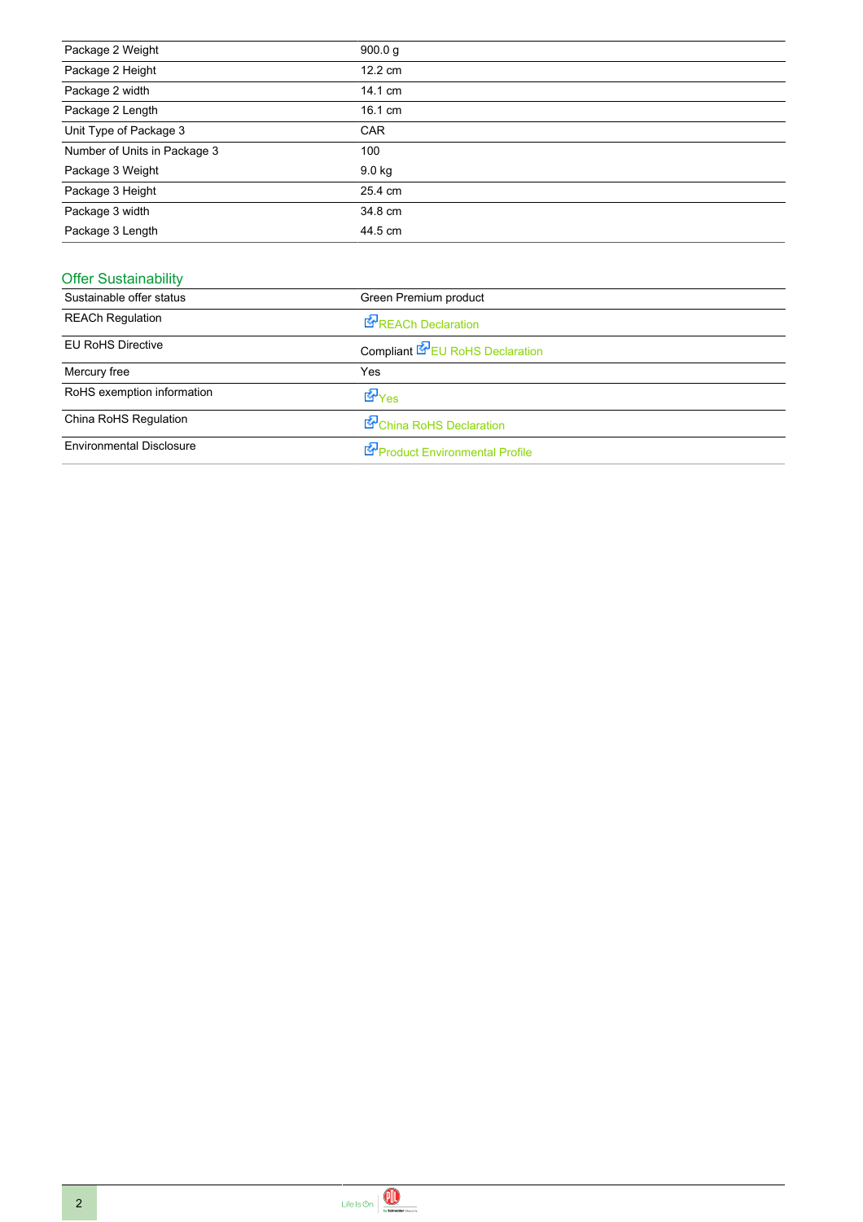| | |
|---|---|
| Package 2 Weight | 900.0 g |
| Package 2 Height | 12.2 cm |
| Package 2 width | 14.1 cm |
| Package 2 Length | 16.1 cm |
| Unit Type of Package 3 | CAR |
| Number of Units in Package 3 | 100 |
| Package 3 Weight | 9.0 kg |
| Package 3 Height | 25.4 cm |
| Package 3 width | 34.8 cm |
| Package 3 Length | 44.5 cm |

## Offer Sustainability

| | |
|---|---|
| Sustainable offer status | Green Premium product |
| REACh Regulation | REACh Declaration |
| EU RoHS Directive | Compliant EU RoHS Declaration |
| Mercury free | Yes |
| RoHS exemption information | Yes |
| China RoHS Regulation | China RoHS Declaration |
| Environmental Disclosure | Product Environmental Profile |